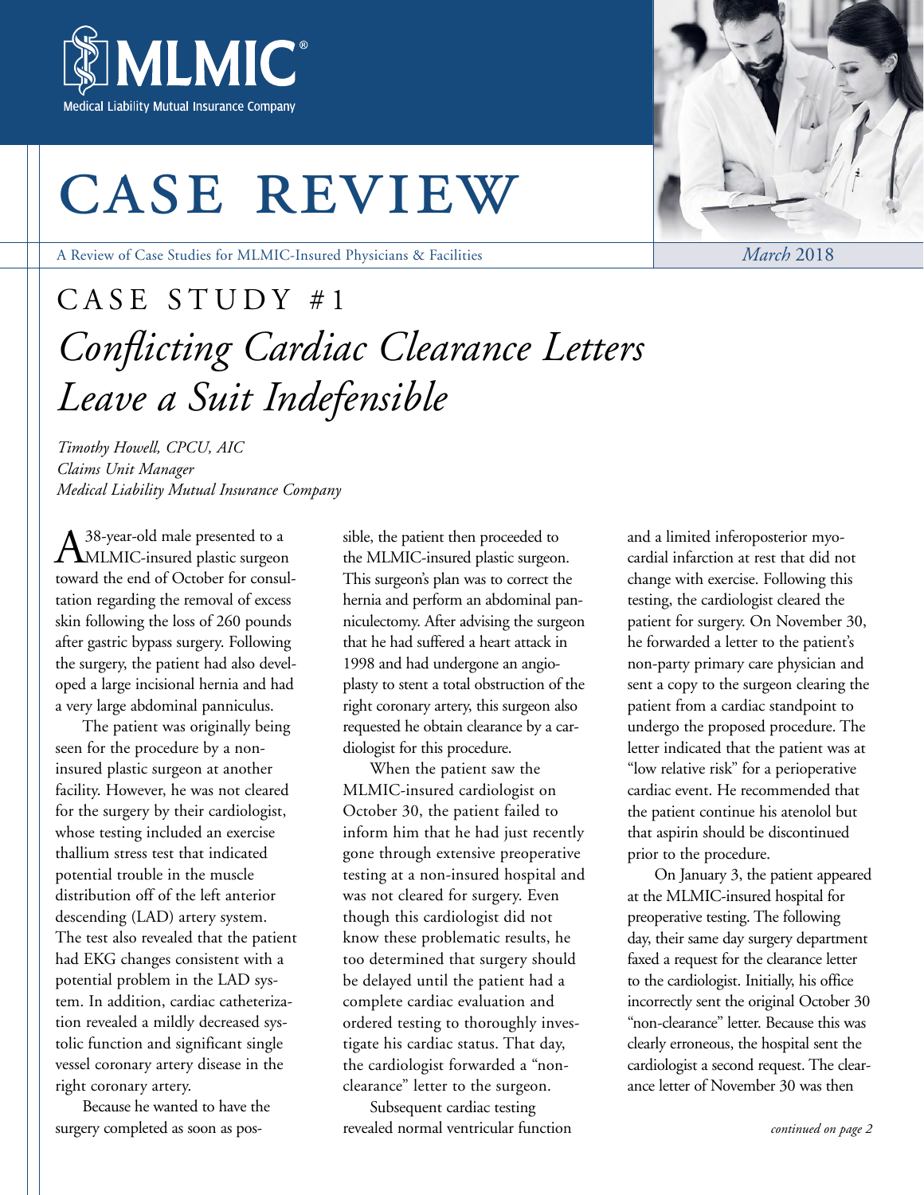MLMIC® Medical Liability Mutual Insurance Company

# CASE REVIEW

A Review of Case Studies for MLMIC-Insured Physicians & Facilities

*March* 2018

## CASE STUDY #1

## *Conflicting Cardiac Clearance Letters Leave a Suit Indefensible*

*Timothy Howell, CPCU, AIC*
*Claims Unit Manager*
*Medical Liability Mutual Insurance Company*

A 38-year-old male presented to a MLMIC-insured plastic surgeon toward the end of October for consultation regarding the removal of excess skin following the loss of 260 pounds after gastric bypass surgery. Following the surgery, the patient had also developed a large incisional hernia and had a very large abdominal panniculus.

The patient was originally being seen for the procedure by a non-insured plastic surgeon at another facility. However, he was not cleared for the surgery by their cardiologist, whose testing included an exercise thallium stress test that indicated potential trouble in the muscle distribution off of the left anterior descending (LAD) artery system. The test also revealed that the patient had EKG changes consistent with a potential problem in the LAD system. In addition, cardiac catheterization revealed a mildly decreased systolic function and significant single vessel coronary artery disease in the right coronary artery.

Because he wanted to have the surgery completed as soon as possible, the patient then proceeded to the MLMIC-insured plastic surgeon. This surgeon's plan was to correct the hernia and perform an abdominal panniculectomy. After advising the surgeon that he had suffered a heart attack in 1998 and had undergone an angioplasty to stent a total obstruction of the right coronary artery, this surgeon also requested he obtain clearance by a cardiologist for this procedure.

When the patient saw the MLMIC-insured cardiologist on October 30, the patient failed to inform him that he had just recently gone through extensive preoperative testing at a non-insured hospital and was not cleared for surgery. Even though this cardiologist did not know these problematic results, he too determined that surgery should be delayed until the patient had a complete cardiac evaluation and ordered testing to thoroughly investigate his cardiac status. That day, the cardiologist forwarded a "non-clearance" letter to the surgeon.

Subsequent cardiac testing revealed normal ventricular function and a limited inferoposterior myocardial infarction at rest that did not change with exercise. Following this testing, the cardiologist cleared the patient for surgery. On November 30, he forwarded a letter to the patient's non-party primary care physician and sent a copy to the surgeon clearing the patient from a cardiac standpoint to undergo the proposed procedure. The letter indicated that the patient was at "low relative risk" for a perioperative cardiac event. He recommended that the patient continue his atenolol but that aspirin should be discontinued prior to the procedure.

On January 3, the patient appeared at the MLMIC-insured hospital for preoperative testing. The following day, their same day surgery department faxed a request for the clearance letter to the cardiologist. Initially, his office incorrectly sent the original October 30 "non-clearance" letter. Because this was clearly erroneous, the hospital sent the cardiologist a second request. The clearance letter of November 30 was then

*continued on page 2*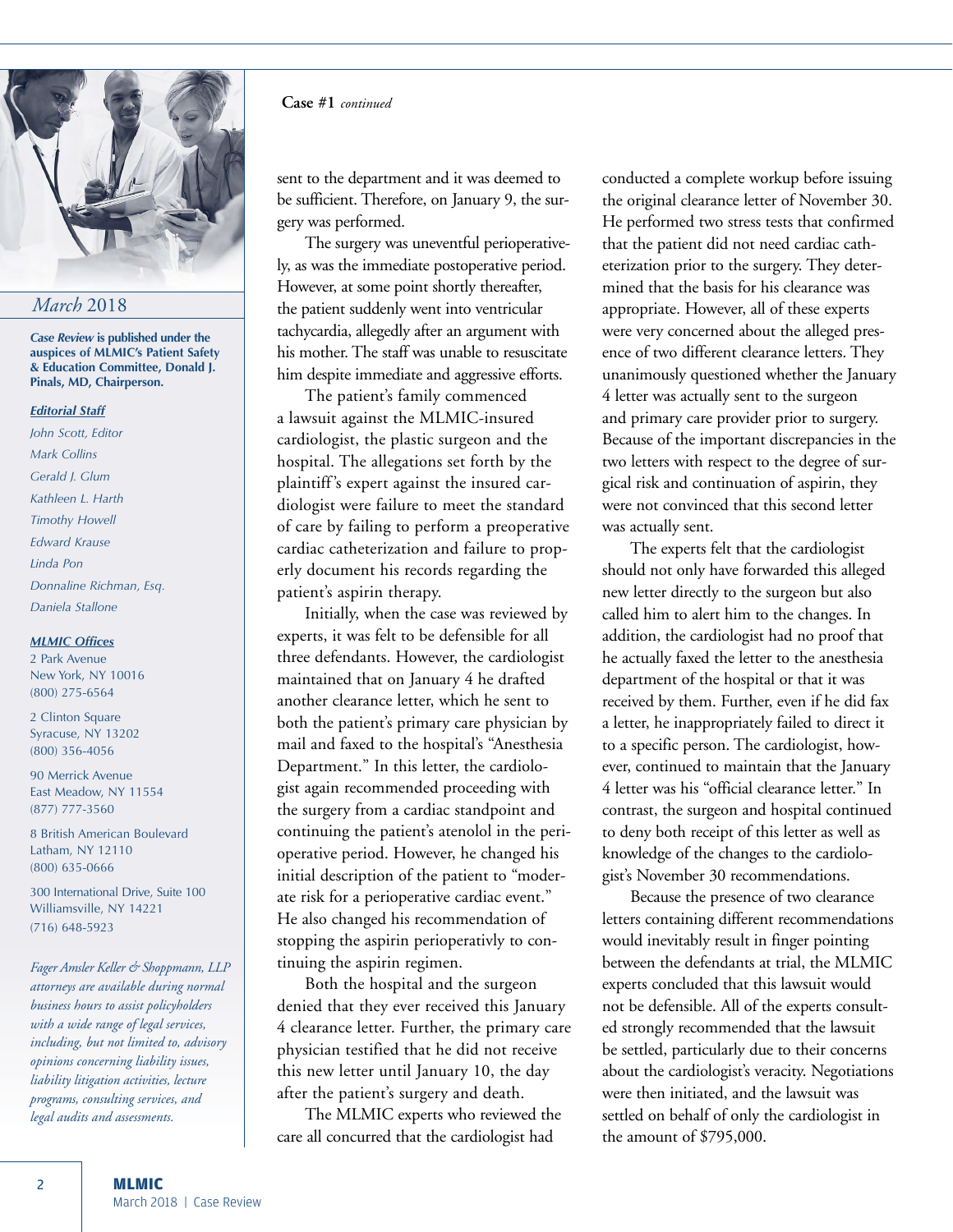*March* 2018

***Case Review*** **is published under the auspices of MLMIC's Patient Safety & Education Committee, Donald J. Pinals, MD, Chairperson.**

***Editorial Staff***

*John Scott, Editor*
*Mark Collins*
*Gerald J. Glum*
*Kathleen L. Harth*
*Timothy Howell*
*Edward Krause*
*Linda Pon*
*Donnaline Richman, Esq.*
*Daniela Stallone*

***MLMIC Offices***

2 Park Avenue
New York, NY 10016
(800) 275-6564

2 Clinton Square
Syracuse, NY 13202
(800) 356-4056

90 Merrick Avenue
East Meadow, NY 11554
(877) 777-3560

8 British American Boulevard
Latham, NY 12110
(800) 635-0666

300 International Drive, Suite 100
Williamsville, NY 14221
(716) 648-5923

*Fager Amsler Keller & Shoppmann, LLP attorneys are available during normal business hours to assist policyholders with a wide range of legal services, including, but not limited to, advisory opinions concerning liability issues, liability litigation activities, lecture programs, consulting services, and legal audits and assessments.*

**Case #1** *continued*

sent to the department and it was deemed to be sufficient. Therefore, on January 9, the surgery was performed.

The surgery was uneventful perioperatively, as was the immediate postoperative period. However, at some point shortly thereafter, the patient suddenly went into ventricular tachycardia, allegedly after an argument with his mother. The staff was unable to resuscitate him despite immediate and aggressive efforts.

The patient's family commenced a lawsuit against the MLMIC-insured cardiologist, the plastic surgeon and the hospital. The allegations set forth by the plaintiff's expert against the insured cardiologist were failure to meet the standard of care by failing to perform a preoperative cardiac catheterization and failure to properly document his records regarding the patient's aspirin therapy.

Initially, when the case was reviewed by experts, it was felt to be defensible for all three defendants. However, the cardiologist maintained that on January 4 he drafted another clearance letter, which he sent to both the patient's primary care physician by mail and faxed to the hospital's "Anesthesia Department." In this letter, the cardiologist again recommended proceeding with the surgery from a cardiac standpoint and continuing the patient's atenolol in the perioperative period. However, he changed his initial description of the patient to "moderate risk for a perioperative cardiac event." He also changed his recommendation of stopping the aspirin perioperativly to continuing the aspirin regimen.

Both the hospital and the surgeon denied that they ever received this January 4 clearance letter. Further, the primary care physician testified that he did not receive this new letter until January 10, the day after the patient's surgery and death.

The MLMIC experts who reviewed the care all concurred that the cardiologist had conducted a complete workup before issuing the original clearance letter of November 30. He performed two stress tests that confirmed that the patient did not need cardiac catheterization prior to the surgery. They determined that the basis for his clearance was appropriate. However, all of these experts were very concerned about the alleged presence of two different clearance letters. They unanimously questioned whether the January 4 letter was actually sent to the surgeon and primary care provider prior to surgery. Because of the important discrepancies in the two letters with respect to the degree of surgical risk and continuation of aspirin, they were not convinced that this second letter was actually sent.

The experts felt that the cardiologist should not only have forwarded this alleged new letter directly to the surgeon but also called him to alert him to the changes. In addition, the cardiologist had no proof that he actually faxed the letter to the anesthesia department of the hospital or that it was received by them. Further, even if he did fax a letter, he inappropriately failed to direct it to a specific person. The cardiologist, however, continued to maintain that the January 4 letter was his "official clearance letter." In contrast, the surgeon and hospital continued to deny both receipt of this letter as well as knowledge of the changes to the cardiologist's November 30 recommendations.

Because the presence of two clearance letters containing different recommendations would inevitably result in finger pointing between the defendants at trial, the MLMIC experts concluded that this lawsuit would not be defensible. All of the experts consulted strongly recommended that the lawsuit be settled, particularly due to their concerns about the cardiologist's veracity. Negotiations were then initiated, and the lawsuit was settled on behalf of only the cardiologist in the amount of $795,000.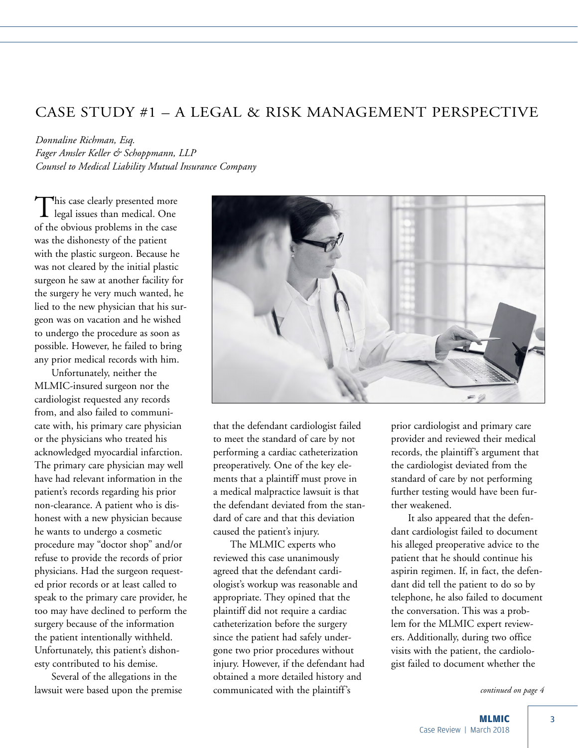# CASE STUDY #1 – A LEGAL & RISK MANAGEMENT PERSPECTIVE

*Donnaline Richman, Esq.*
*Fager Amsler Keller & Schoppmann, LLP*
*Counsel to Medical Liability Mutual Insurance Company*

This case clearly presented more legal issues than medical. One of the obvious problems in the case was the dishonesty of the patient with the plastic surgeon. Because he was not cleared by the initial plastic surgeon he saw at another facility for the surgery he very much wanted, he lied to the new physician that his surgeon was on vacation and he wished to undergo the procedure as soon as possible. However, he failed to bring any prior medical records with him.

Unfortunately, neither the MLMIC-insured surgeon nor the cardiologist requested any records from, and also failed to communicate with, his primary care physician or the physicians who treated his acknowledged myocardial infarction. The primary care physician may well have had relevant information in the patient's records regarding his prior non-clearance. A patient who is dishonest with a new physician because he wants to undergo a cosmetic procedure may "doctor shop" and/or refuse to provide the records of prior physicians. Had the surgeon requested prior records or at least called to speak to the primary care provider, he too may have declined to perform the surgery because of the information the patient intentionally withheld. Unfortunately, this patient's dishonesty contributed to his demise.

Several of the allegations in the lawsuit were based upon the premise that the defendant cardiologist failed to meet the standard of care by not performing a cardiac catheterization preoperatively. One of the key elements that a plaintiff must prove in a medical malpractice lawsuit is that the defendant deviated from the standard of care and that this deviation caused the patient's injury.

The MLMIC experts who reviewed this case unanimously agreed that the defendant cardiologist's workup was reasonable and appropriate. They opined that the plaintiff did not require a cardiac catheterization before the surgery since the patient had safely undergone two prior procedures without injury. However, if the defendant had obtained a more detailed history and communicated with the plaintiff's prior cardiologist and primary care provider and reviewed their medical records, the plaintiff's argument that the cardiologist deviated from the standard of care by not performing further testing would have been further weakened.

It also appeared that the defendant cardiologist failed to document his alleged preoperative advice to the patient that he should continue his aspirin regimen. If, in fact, the defendant did tell the patient to do so by telephone, he also failed to document the conversation. This was a problem for the MLMIC expert reviewers. Additionally, during two office visits with the patient, the cardiologist failed to document whether the

*continued on page 4*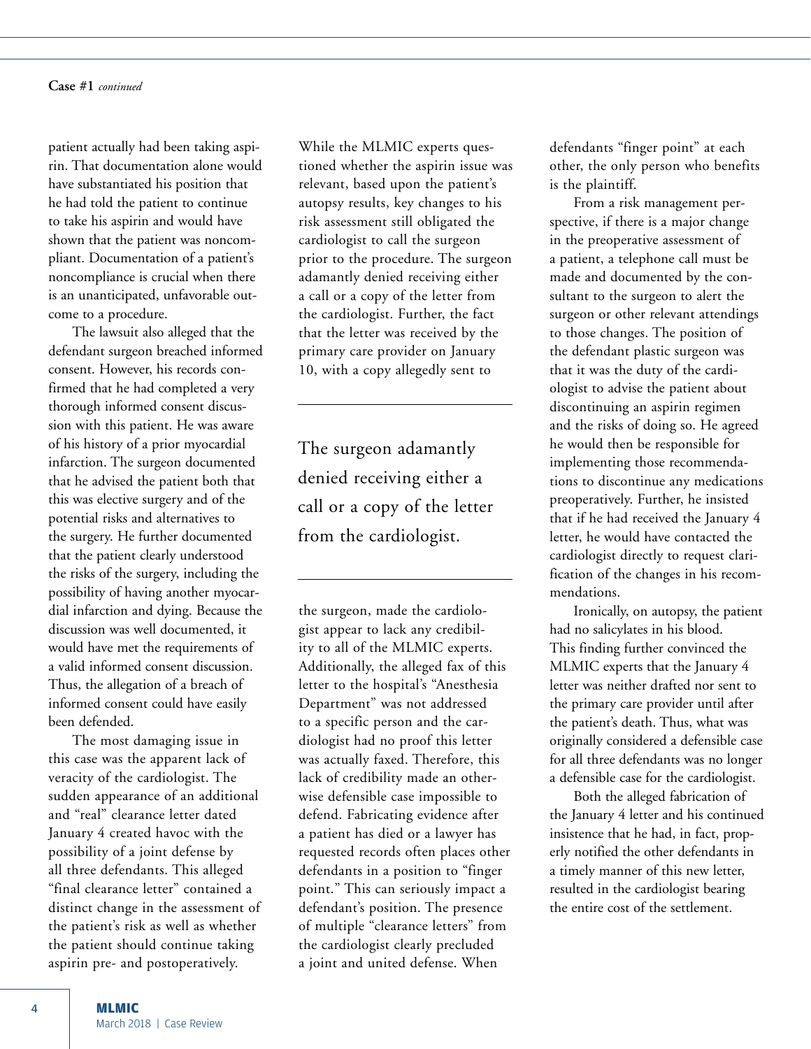**Case #1** *continued*

patient actually had been taking aspirin. That documentation alone would have substantiated his position that he had told the patient to continue to take his aspirin and would have shown that the patient was noncompliant. Documentation of a patient's noncompliance is crucial when there is an unanticipated, unfavorable outcome to a procedure.

The lawsuit also alleged that the defendant surgeon breached informed consent. However, his records confirmed that he had completed a very thorough informed consent discussion with this patient. He was aware of his history of a prior myocardial infarction. The surgeon documented that he advised the patient both that this was elective surgery and of the potential risks and alternatives to the surgery. He further documented that the patient clearly understood the risks of the surgery, including the possibility of having another myocardial infarction and dying. Because the discussion was well documented, it would have met the requirements of a valid informed consent discussion. Thus, the allegation of a breach of informed consent could have easily been defended.

The most damaging issue in this case was the apparent lack of veracity of the cardiologist. The sudden appearance of an additional and "real" clearance letter dated January 4 created havoc with the possibility of a joint defense by all three defendants. This alleged "final clearance letter" contained a distinct change in the assessment of the patient's risk as well as whether the patient should continue taking aspirin pre- and postoperatively.

While the MLMIC experts questioned whether the aspirin issue was relevant, based upon the patient's autopsy results, key changes to his risk assessment still obligated the cardiologist to call the surgeon prior to the procedure. The surgeon adamantly denied receiving either a call or a copy of the letter from the cardiologist. Further, the fact that the letter was received by the primary care provider on January 10, with a copy allegedly sent to the surgeon, made the cardiologist appear to lack any credibility to all of the MLMIC experts. Additionally, the alleged fax of this letter to the hospital's "Anesthesia Department" was not addressed to a specific person and the cardiologist had no proof this letter was actually faxed. Therefore, this lack of credibility made an otherwise defensible case impossible to defend. Fabricating evidence after a patient has died or a lawyer has requested records often places other defendants in a position to "finger point." This can seriously impact a defendant's position. The presence of multiple "clearance letters" from the cardiologist clearly precluded a joint and united defense. When defendants "finger point" at each other, the only person who benefits is the plaintiff.

> The surgeon adamantly denied receiving either a call or a copy of the letter from the cardiologist.

From a risk management perspective, if there is a major change in the preoperative assessment of a patient, a telephone call must be made and documented by the consultant to the surgeon to alert the surgeon or other relevant attendings to those changes. The position of the defendant plastic surgeon was that it was the duty of the cardiologist to advise the patient about discontinuing an aspirin regimen and the risks of doing so. He agreed he would then be responsible for implementing those recommendations to discontinue any medications preoperatively. Further, he insisted that if he had received the January 4 letter, he would have contacted the cardiologist directly to request clarification of the changes in his recommendations.

Ironically, on autopsy, the patient had no salicylates in his blood. This finding further convinced the MLMIC experts that the January 4 letter was neither drafted nor sent to the primary care provider until after the patient's death. Thus, what was originally considered a defensible case for all three defendants was no longer a defensible case for the cardiologist.

Both the alleged fabrication of the January 4 letter and his continued insistence that he had, in fact, properly notified the other defendants in a timely manner of this new letter, resulted in the cardiologist bearing the entire cost of the settlement.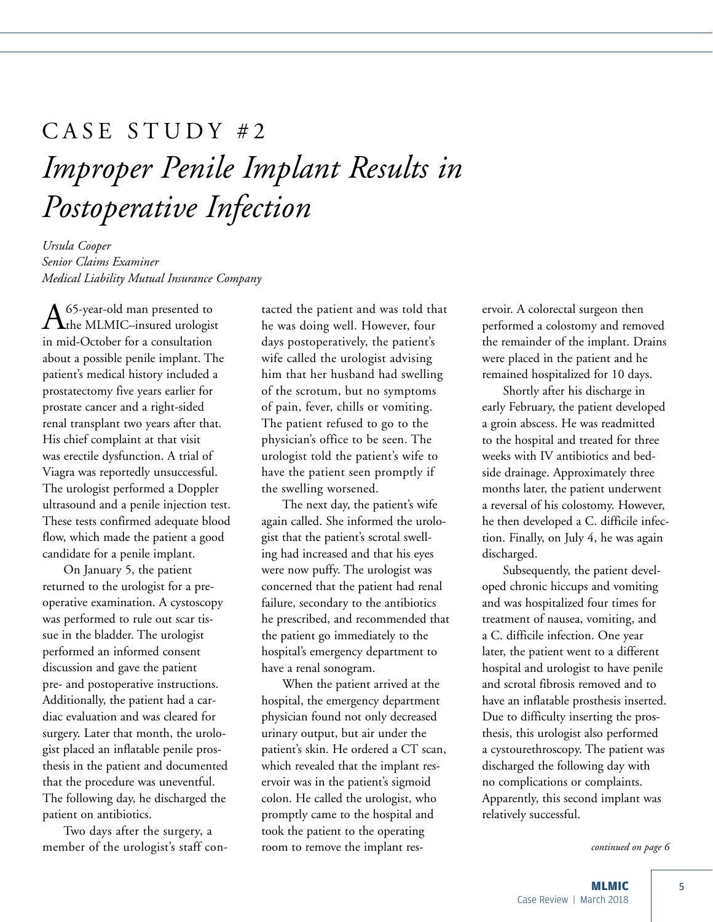# CASE STUDY #2

# *Improper Penile Implant Results in Postoperative Infection*

*Ursula Cooper*
*Senior Claims Examiner*
*Medical Liability Mutual Insurance Company*

A 65-year-old man presented to the MLMIC–insured urologist in mid-October for a consultation about a possible penile implant. The patient's medical history included a prostatectomy five years earlier for prostate cancer and a right-sided renal transplant two years after that. His chief complaint at that visit was erectile dysfunction. A trial of Viagra was reportedly unsuccessful. The urologist performed a Doppler ultrasound and a penile injection test. These tests confirmed adequate blood flow, which made the patient a good candidate for a penile implant.

On January 5, the patient returned to the urologist for a preoperative examination. A cystoscopy was performed to rule out scar tissue in the bladder. The urologist performed an informed consent discussion and gave the patient pre- and postoperative instructions. Additionally, the patient had a cardiac evaluation and was cleared for surgery. Later that month, the urologist placed an inflatable penile prosthesis in the patient and documented that the procedure was uneventful. The following day, he discharged the patient on antibiotics.

Two days after the surgery, a member of the urologist's staff contacted the patient and was told that he was doing well. However, four days postoperatively, the patient's wife called the urologist advising him that her husband had swelling of the scrotum, but no symptoms of pain, fever, chills or vomiting. The patient refused to go to the physician's office to be seen. The urologist told the patient's wife to have the patient seen promptly if the swelling worsened.

The next day, the patient's wife again called. She informed the urologist that the patient's scrotal swelling had increased and that his eyes were now puffy. The urologist was concerned that the patient had renal failure, secondary to the antibiotics he prescribed, and recommended that the patient go immediately to the hospital's emergency department to have a renal sonogram.

When the patient arrived at the hospital, the emergency department physician found not only decreased urinary output, but air under the patient's skin. He ordered a CT scan, which revealed that the implant reservoir was in the patient's sigmoid colon. He called the urologist, who promptly came to the hospital and took the patient to the operating room to remove the implant reservoir. A colorectal surgeon then performed a colostomy and removed the remainder of the implant. Drains were placed in the patient and he remained hospitalized for 10 days.

Shortly after his discharge in early February, the patient developed a groin abscess. He was readmitted to the hospital and treated for three weeks with IV antibiotics and bedside drainage. Approximately three months later, the patient underwent a reversal of his colostomy. However, he then developed a C. difficile infection. Finally, on July 4, he was again discharged.

Subsequently, the patient developed chronic hiccups and vomiting and was hospitalized four times for treatment of nausea, vomiting, and a C. difficile infection. One year later, the patient went to a different hospital and urologist to have penile and scrotal fibrosis removed and to have an inflatable prosthesis inserted. Due to difficulty inserting the prosthesis, this urologist also performed a cystourethroscopy. The patient was discharged the following day with no complications or complaints. Apparently, this second implant was relatively successful.

*continued on page 6*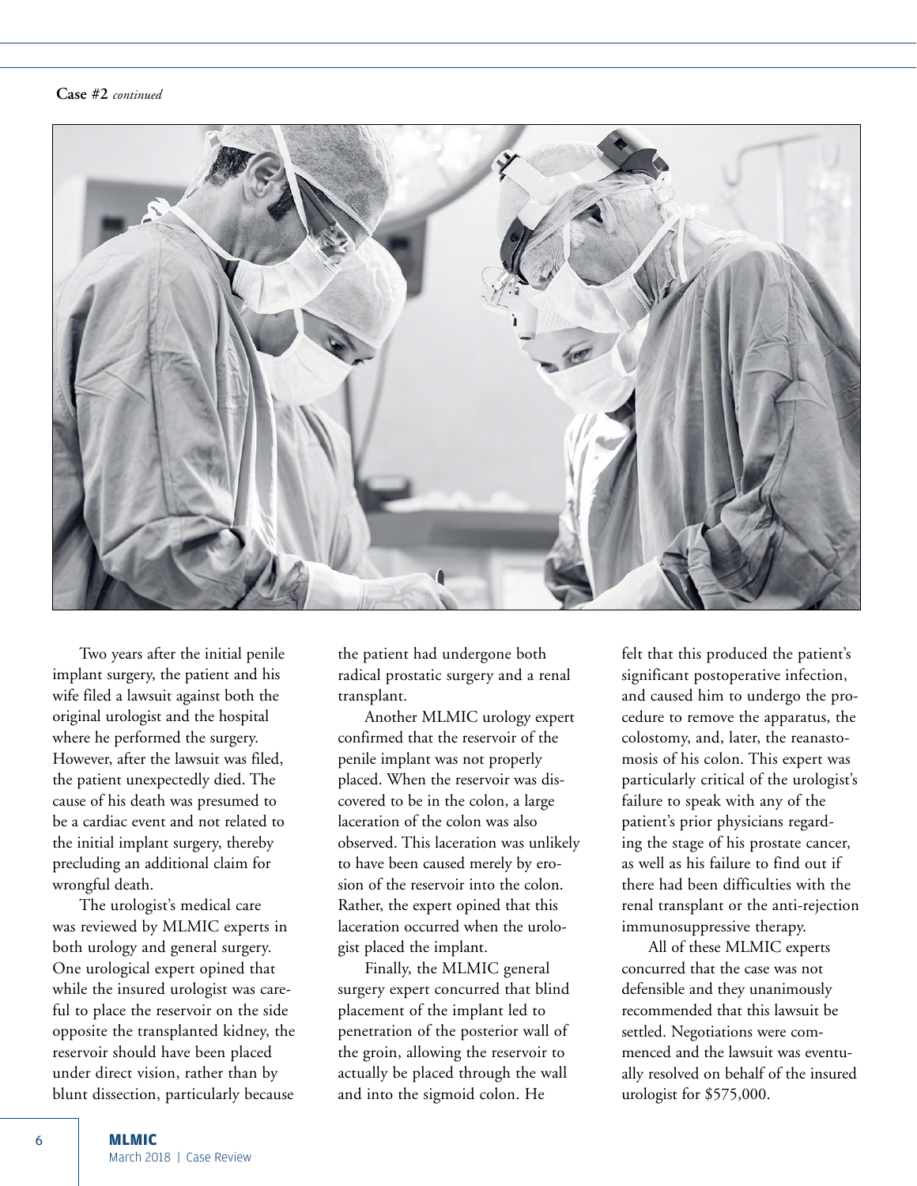**Case #2** *continued*

Two years after the initial penile implant surgery, the patient and his wife filed a lawsuit against both the original urologist and the hospital where he performed the surgery. However, after the lawsuit was filed, the patient unexpectedly died. The cause of his death was presumed to be a cardiac event and not related to the initial implant surgery, thereby precluding an additional claim for wrongful death.

The urologist's medical care was reviewed by MLMIC experts in both urology and general surgery. One urological expert opined that while the insured urologist was careful to place the reservoir on the side opposite the transplanted kidney, the reservoir should have been placed under direct vision, rather than by blunt dissection, particularly because the patient had undergone both radical prostatic surgery and a renal transplant.

Another MLMIC urology expert confirmed that the reservoir of the penile implant was not properly placed. When the reservoir was discovered to be in the colon, a large laceration of the colon was also observed. This laceration was unlikely to have been caused merely by erosion of the reservoir into the colon. Rather, the expert opined that this laceration occurred when the urologist placed the implant.

Finally, the MLMIC general surgery expert concurred that blind placement of the implant led to penetration of the posterior wall of the groin, allowing the reservoir to actually be placed through the wall and into the sigmoid colon. He felt that this produced the patient's significant postoperative infection, and caused him to undergo the procedure to remove the apparatus, the colostomy, and, later, the reanastomosis of his colon. This expert was particularly critical of the urologist's failure to speak with any of the patient's prior physicians regarding the stage of his prostate cancer, as well as his failure to find out if there had been difficulties with the renal transplant or the anti-rejection immunosuppressive therapy.

All of these MLMIC experts concurred that the case was not defensible and they unanimously recommended that this lawsuit be settled. Negotiations were commenced and the lawsuit was eventually resolved on behalf of the insured urologist for $575,000.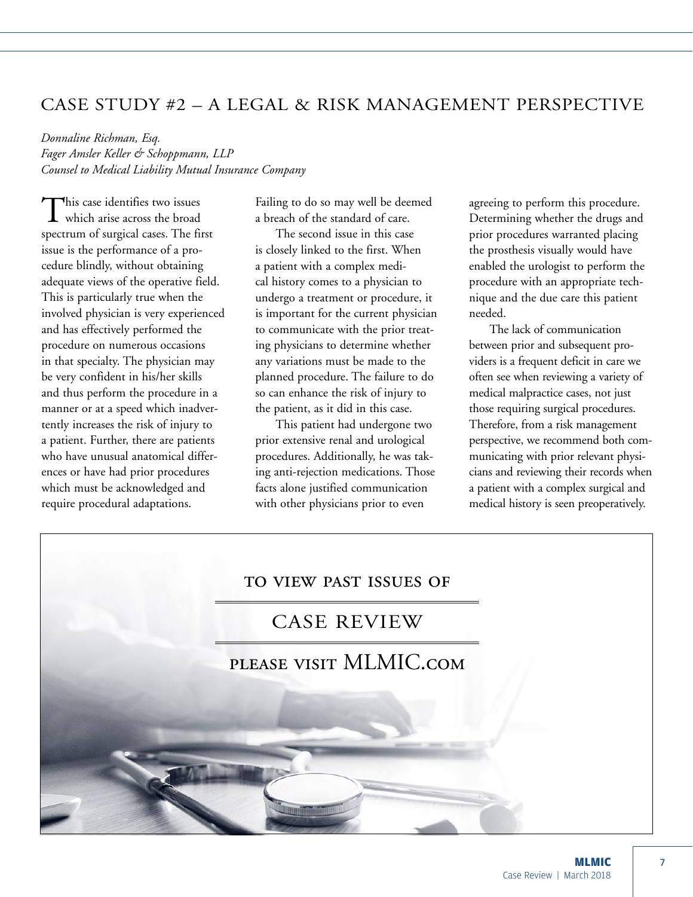## CASE STUDY #2 – A LEGAL & RISK MANAGEMENT PERSPECTIVE

*Donnaline Richman, Esq.*
*Fager Amsler Keller & Schoppmann, LLP*
*Counsel to Medical Liability Mutual Insurance Company*

This case identifies two issues which arise across the broad spectrum of surgical cases. The first issue is the performance of a procedure blindly, without obtaining adequate views of the operative field. This is particularly true when the involved physician is very experienced and has effectively performed the procedure on numerous occasions in that specialty. The physician may be very confident in his/her skills and thus perform the procedure in a manner or at a speed which inadvertently increases the risk of injury to a patient. Further, there are patients who have unusual anatomical differences or have had prior procedures which must be acknowledged and require procedural adaptations. Failing to do so may well be deemed a breach of the standard of care.

The second issue in this case is closely linked to the first. When a patient with a complex medical history comes to a physician to undergo a treatment or procedure, it is important for the current physician to communicate with the prior treating physicians to determine whether any variations must be made to the planned procedure. The failure to do so can enhance the risk of injury to the patient, as it did in this case.

This patient had undergone two prior extensive renal and urological procedures. Additionally, he was taking anti-rejection medications. Those facts alone justified communication with other physicians prior to even agreeing to perform this procedure. Determining whether the drugs and prior procedures warranted placing the prosthesis visually would have enabled the urologist to perform the procedure with an appropriate technique and the due care this patient needed.

The lack of communication between prior and subsequent providers is a frequent deficit in care we often see when reviewing a variety of medical malpractice cases, not just those requiring surgical procedures. Therefore, from a risk management perspective, we recommend both communicating with prior relevant physicians and reviewing their records when a patient with a complex surgical and medical history is seen preoperatively.

TO VIEW PAST ISSUES OF

CASE REVIEW

PLEASE VISIT MLMIC.com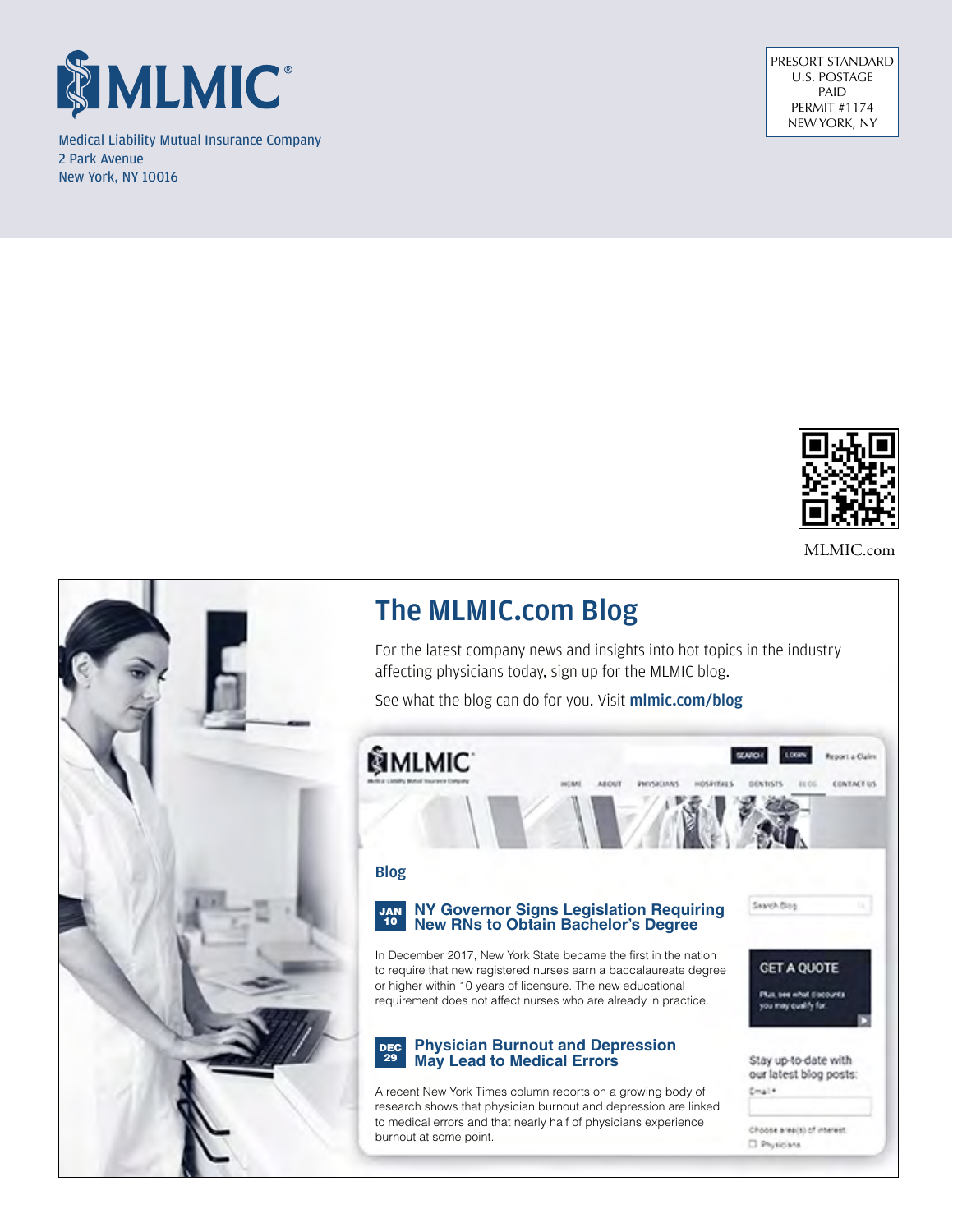MLMIC®

Medical Liability Mutual Insurance Company
2 Park Avenue
New York, NY 10016

PRESORT STANDARD
U.S. POSTAGE
PAID
PERMIT #1174
NEW YORK, NY

MLMIC.com

# The MLMIC.com Blog

For the latest company news and insights into hot topics in the industry affecting physicians today, sign up for the MLMIC blog.

See what the blog can do for you. Visit **mlmic.com/blog**

## Blog

### JAN 10 — NY Governor Signs Legislation Requiring New RNs to Obtain Bachelor's Degree

In December 2017, New York State became the first in the nation to require that new registered nurses earn a baccalaureate degree or higher within 10 years of licensure. The new educational requirement does not affect nurses who are already in practice.

### DEC 29 — Physician Burnout and Depression May Lead to Medical Errors

A recent New York Times column reports on a growing body of research shows that physician burnout and depression are linked to medical errors and that nearly half of physicians experience burnout at some point.

GET A QUOTE

Plus, see what discounts you may qualify for.

Stay up-to-date with our latest blog posts: